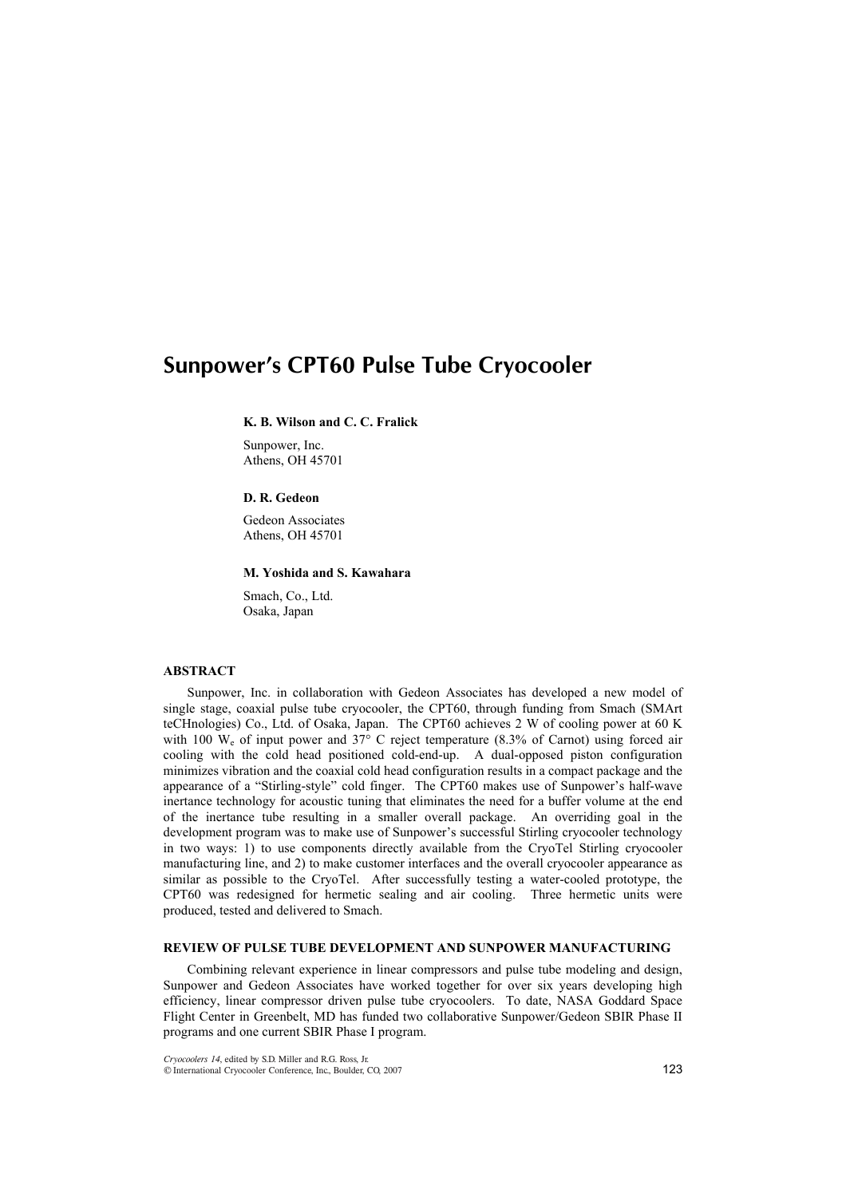# Sunpower's CPT60 Pulse Tube Cryocooler

**K. B. Wilson and C. C. Fralick**

Sunpower, Inc.
Athens, OH 45701

**D. R. Gedeon**

Gedeon Associates
Athens, OH 45701

**M. Yoshida and S. Kawahara**

Smach, Co., Ltd.
Osaka, Japan

## ABSTRACT

Sunpower, Inc. in collaboration with Gedeon Associates has developed a new model of single stage, coaxial pulse tube cryocooler, the CPT60, through funding from Smach (SMArt teCHnologies) Co., Ltd. of Osaka, Japan. The CPT60 achieves 2 W of cooling power at 60 K with 100 $W_e$ of input power and 37° C reject temperature (8.3% of Carnot) using forced air cooling with the cold head positioned cold-end-up. A dual-opposed piston configuration minimizes vibration and the coaxial cold head configuration results in a compact package and the appearance of a "Stirling-style" cold finger. The CPT60 makes use of Sunpower's half-wave inertance technology for acoustic tuning that eliminates the need for a buffer volume at the end of the inertance tube resulting in a smaller overall package. An overriding goal in the development program was to make use of Sunpower's successful Stirling cryocooler technology in two ways: 1) to use components directly available from the CryoTel Stirling cryocooler manufacturing line, and 2) to make customer interfaces and the overall cryocooler appearance as similar as possible to the CryoTel. After successfully testing a water-cooled prototype, the CPT60 was redesigned for hermetic sealing and air cooling. Three hermetic units were produced, tested and delivered to Smach.

## REVIEW OF PULSE TUBE DEVELOPMENT AND SUNPOWER MANUFACTURING

Combining relevant experience in linear compressors and pulse tube modeling and design, Sunpower and Gedeon Associates have worked together for over six years developing high efficiency, linear compressor driven pulse tube cryocoolers. To date, NASA Goddard Space Flight Center in Greenbelt, MD has funded two collaborative Sunpower/Gedeon SBIR Phase II programs and one current SBIR Phase I program.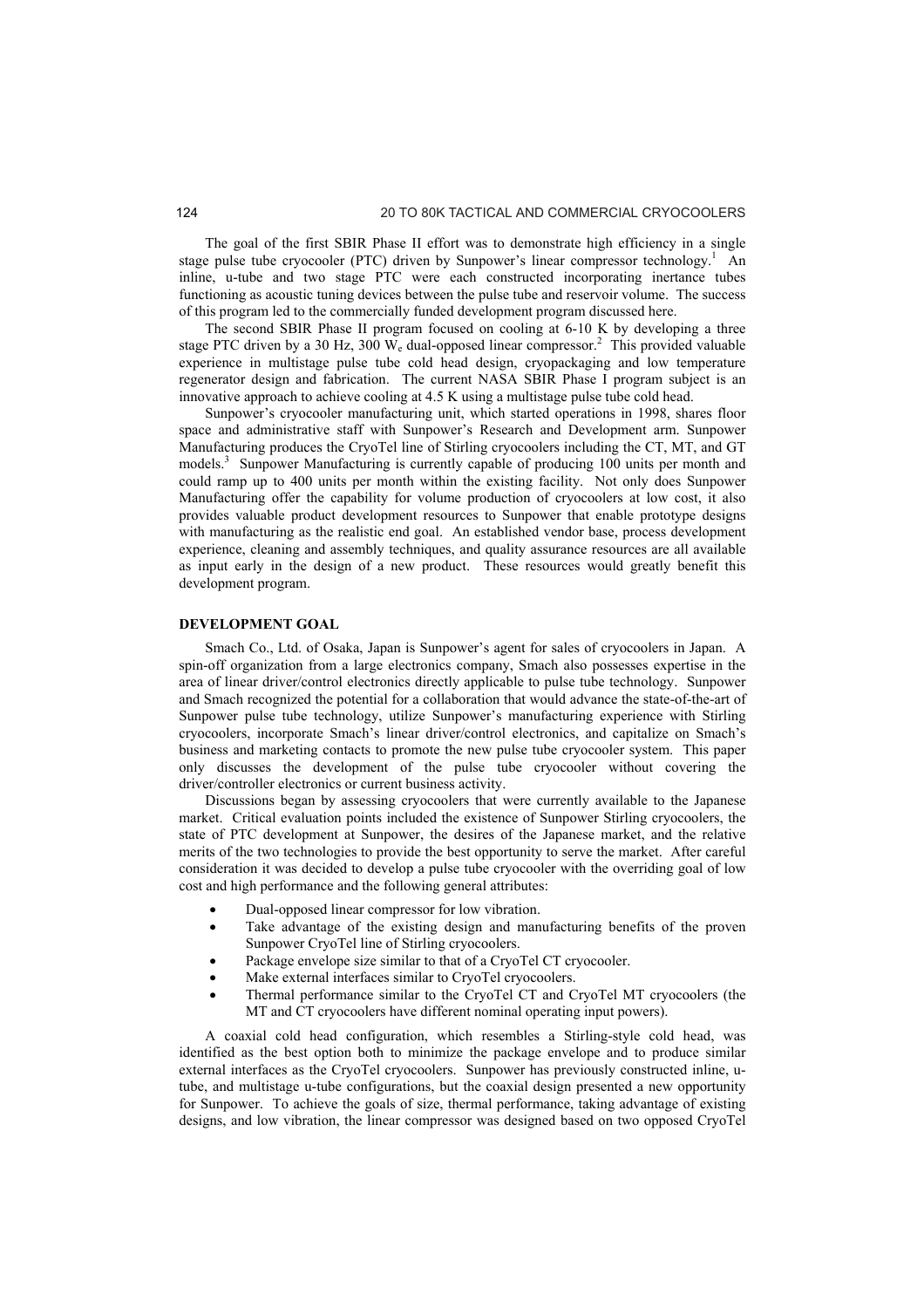The goal of the first SBIR Phase II effort was to demonstrate high efficiency in a single stage pulse tube cryocooler (PTC) driven by Sunpower's linear compressor technology.[1] An inline, u-tube and two stage PTC were each constructed incorporating inertance tubes functioning as acoustic tuning devices between the pulse tube and reservoir volume. The success of this program led to the commercially funded development program discussed here.

The second SBIR Phase II program focused on cooling at 6-10 K by developing a three stage PTC driven by a 30 Hz, 300 $W_e$ dual-opposed linear compressor.[2] This provided valuable experience in multistage pulse tube cold head design, cryopackaging and low temperature regenerator design and fabrication. The current NASA SBIR Phase I program subject is an innovative approach to achieve cooling at 4.5 K using a multistage pulse tube cold head.

Sunpower's cryocooler manufacturing unit, which started operations in 1998, shares floor space and administrative staff with Sunpower's Research and Development arm. Sunpower Manufacturing produces the CryoTel line of Stirling cryocoolers including the CT, MT, and GT models.[3] Sunpower Manufacturing is currently capable of producing 100 units per month and could ramp up to 400 units per month within the existing facility. Not only does Sunpower Manufacturing offer the capability for volume production of cryocoolers at low cost, it also provides valuable product development resources to Sunpower that enable prototype designs with manufacturing as the realistic end goal. An established vendor base, process development experience, cleaning and assembly techniques, and quality assurance resources are all available as input early in the design of a new product. These resources would greatly benefit this development program.

## DEVELOPMENT GOAL

Smach Co., Ltd. of Osaka, Japan is Sunpower's agent for sales of cryocoolers in Japan. A spin-off organization from a large electronics company, Smach also possesses expertise in the area of linear driver/control electronics directly applicable to pulse tube technology. Sunpower and Smach recognized the potential for a collaboration that would advance the state-of-the-art of Sunpower pulse tube technology, utilize Sunpower's manufacturing experience with Stirling cryocoolers, incorporate Smach's linear driver/control electronics, and capitalize on Smach's business and marketing contacts to promote the new pulse tube cryocooler system. This paper only discusses the development of the pulse tube cryocooler without covering the driver/controller electronics or current business activity.

Discussions began by assessing cryocoolers that were currently available to the Japanese market. Critical evaluation points included the existence of Sunpower Stirling cryocoolers, the state of PTC development at Sunpower, the desires of the Japanese market, and the relative merits of the two technologies to provide the best opportunity to serve the market. After careful consideration it was decided to develop a pulse tube cryocooler with the overriding goal of low cost and high performance and the following general attributes:

- Dual-opposed linear compressor for low vibration.
- Take advantage of the existing design and manufacturing benefits of the proven Sunpower CryoTel line of Stirling cryocoolers.
- Package envelope size similar to that of a CryoTel CT cryocooler.
- Make external interfaces similar to CryoTel cryocoolers.
- Thermal performance similar to the CryoTel CT and CryoTel MT cryocoolers (the MT and CT cryocoolers have different nominal operating input powers).

A coaxial cold head configuration, which resembles a Stirling-style cold head, was identified as the best option both to minimize the package envelope and to produce similar external interfaces as the CryoTel cryocoolers. Sunpower has previously constructed inline, u-tube, and multistage u-tube configurations, but the coaxial design presented a new opportunity for Sunpower. To achieve the goals of size, thermal performance, taking advantage of existing designs, and low vibration, the linear compressor was designed based on two opposed CryoTel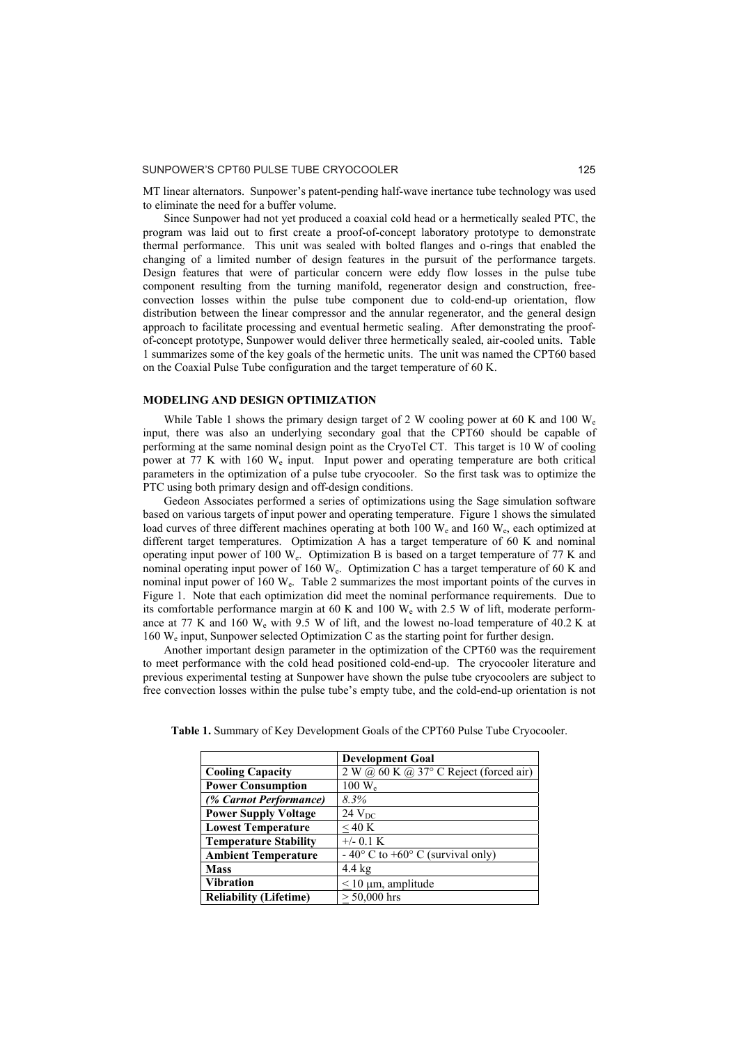MT linear alternators. Sunpower's patent-pending half-wave inertance tube technology was used to eliminate the need for a buffer volume.

Since Sunpower had not yet produced a coaxial cold head or a hermetically sealed PTC, the program was laid out to first create a proof-of-concept laboratory prototype to demonstrate thermal performance. This unit was sealed with bolted flanges and o-rings that enabled the changing of a limited number of design features in the pursuit of the performance targets. Design features that were of particular concern were eddy flow losses in the pulse tube component resulting from the turning manifold, regenerator design and construction, free-convection losses within the pulse tube component due to cold-end-up orientation, flow distribution between the linear compressor and the annular regenerator, and the general design approach to facilitate processing and eventual hermetic sealing. After demonstrating the proof-of-concept prototype, Sunpower would deliver three hermetically sealed, air-cooled units. Table 1 summarizes some of the key goals of the hermetic units. The unit was named the CPT60 based on the Coaxial Pulse Tube configuration and the target temperature of 60 K.

## MODELING AND DESIGN OPTIMIZATION

While Table 1 shows the primary design target of 2 W cooling power at 60 K and 100 $W_e$ input, there was also an underlying secondary goal that the CPT60 should be capable of performing at the same nominal design point as the CryoTel CT. This target is 10 W of cooling power at 77 K with 160 $W_e$ input. Input power and operating temperature are both critical parameters in the optimization of a pulse tube cryocooler. So the first task was to optimize the PTC using both primary design and off-design conditions.

Gedeon Associates performed a series of optimizations using the Sage simulation software based on various targets of input power and operating temperature. Figure 1 shows the simulated load curves of three different machines operating at both 100 $W_e$ and 160 $W_e$, each optimized at different target temperatures. Optimization A has a target temperature of 60 K and nominal operating input power of 100 $W_e$. Optimization B is based on a target temperature of 77 K and nominal operating input power of 160 $W_e$. Optimization C has a target temperature of 60 K and nominal input power of 160 $W_e$. Table 2 summarizes the most important points of the curves in Figure 1. Note that each optimization did meet the nominal performance requirements. Due to its comfortable performance margin at 60 K and 100 $W_e$ with 2.5 W of lift, moderate performance at 77 K and 160 $W_e$ with 9.5 W of lift, and the lowest no-load temperature of 40.2 K at 160 $W_e$ input, Sunpower selected Optimization C as the starting point for further design.

Another important design parameter in the optimization of the CPT60 was the requirement to meet performance with the cold head positioned cold-end-up. The cryocooler literature and previous experimental testing at Sunpower have shown the pulse tube cryocoolers are subject to free convection losses within the pulse tube's empty tube, and the cold-end-up orientation is not

**Table 1.** Summary of Key Development Goals of the CPT60 Pulse Tube Cryocooler.

| | **Development Goal** |
|---|---|
| **Cooling Capacity** | 2 W @ 60 K @ 37° C Reject (forced air) |
| **Power Consumption** | 100 $W_e$ |
| ***(% Carnot Performance)*** | *8.3%* |
| **Power Supply Voltage** | 24 $V_{DC}$ |
| **Lowest Temperature** | $\leq$ 40 K |
| **Temperature Stability** | +/- 0.1 K |
| **Ambient Temperature** | - 40° C to +60° C (survival only) |
| **Mass** | 4.4 kg |
| **Vibration** | $\leq$ 10 μm, amplitude |
| **Reliability (Lifetime)** | $\geq$ 50,000 hrs |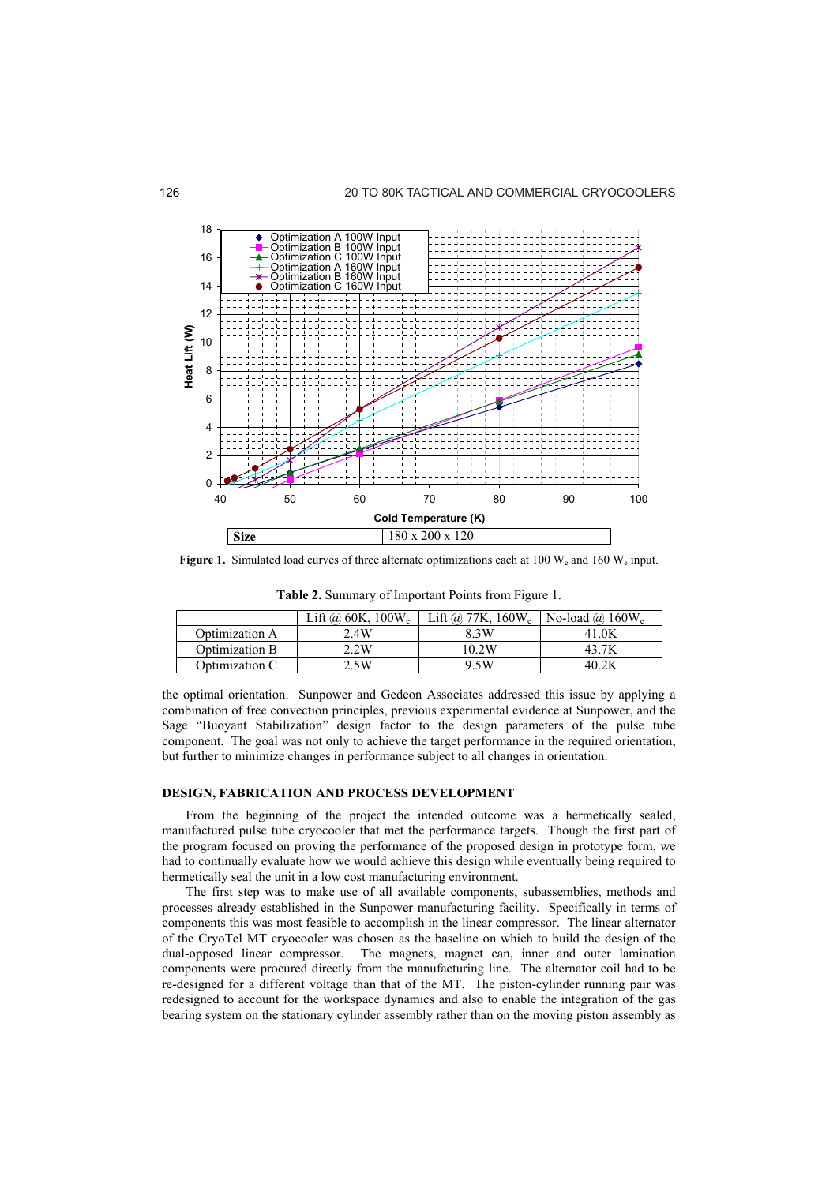Figure 1. Simulated load curves of three alternate optimizations each at 100 $W_e$ and 160 $W_e$ input.

Table 2. Summary of Important Points from Figure 1.

| | Lift @ 60K, 100$W_e$ | Lift @ 77K, 160$W_e$ | No-load @ 160$W_e$ |
|---|---|---|---|
| Optimization A | 2.4W | 8.3W | 41.0K |
| Optimization B | 2.2W | 10.2W | 43.7K |
| Optimization C | 2.5W | 9.5W | 40.2K |

the optimal orientation. Sunpower and Gedeon Associates addressed this issue by applying a combination of free convection principles, previous experimental evidence at Sunpower, and the Sage "Buoyant Stabilization" design factor to the design parameters of the pulse tube component. The goal was not only to achieve the target performance in the required orientation, but further to minimize changes in performance subject to all changes in orientation.

## DESIGN, FABRICATION AND PROCESS DEVELOPMENT

From the beginning of the project the intended outcome was a hermetically sealed, manufactured pulse tube cryocooler that met the performance targets. Though the first part of the program focused on proving the performance of the proposed design in prototype form, we had to continually evaluate how we would achieve this design while eventually being required to hermetically seal the unit in a low cost manufacturing environment.

The first step was to make use of all available components, subassemblies, methods and processes already established in the Sunpower manufacturing facility. Specifically in terms of components this was most feasible to accomplish in the linear compressor. The linear alternator of the CryoTel MT cryocooler was chosen as the baseline on which to build the design of the dual-opposed linear compressor. The magnets, magnet can, inner and outer lamination components were procured directly from the manufacturing line. The alternator coil had to be re-designed for a different voltage than that of the MT. The piston-cylinder running pair was redesigned to account for the workspace dynamics and also to enable the integration of the gas bearing system on the stationary cylinder assembly rather than on the moving piston assembly as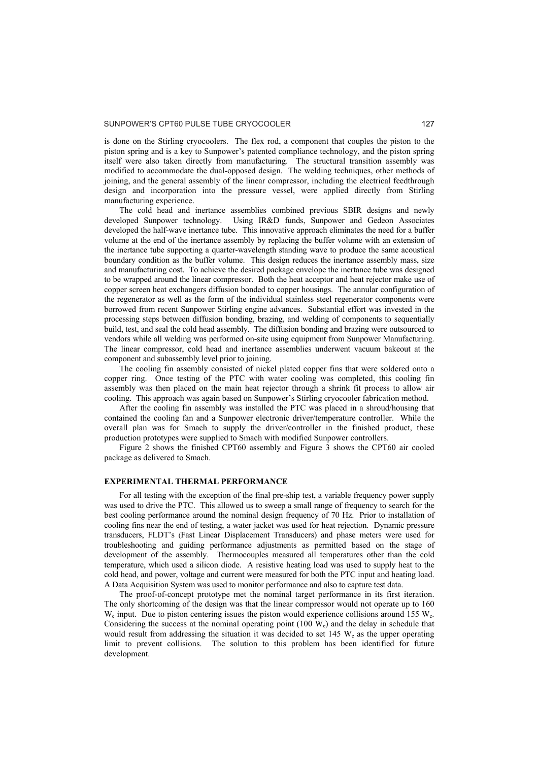is done on the Stirling cryocoolers. The flex rod, a component that couples the piston to the piston spring and is a key to Sunpower's patented compliance technology, and the piston spring itself were also taken directly from manufacturing. The structural transition assembly was modified to accommodate the dual-opposed design. The welding techniques, other methods of joining, and the general assembly of the linear compressor, including the electrical feedthrough design and incorporation into the pressure vessel, were applied directly from Stirling manufacturing experience.

The cold head and inertance assemblies combined previous SBIR designs and newly developed Sunpower technology. Using IR&D funds, Sunpower and Gedeon Associates developed the half-wave inertance tube. This innovative approach eliminates the need for a buffer volume at the end of the inertance assembly by replacing the buffer volume with an extension of the inertance tube supporting a quarter-wavelength standing wave to produce the same acoustical boundary condition as the buffer volume. This design reduces the inertance assembly mass, size and manufacturing cost. To achieve the desired package envelope the inertance tube was designed to be wrapped around the linear compressor. Both the heat acceptor and heat rejector make use of copper screen heat exchangers diffusion bonded to copper housings. The annular configuration of the regenerator as well as the form of the individual stainless steel regenerator components were borrowed from recent Sunpower Stirling engine advances. Substantial effort was invested in the processing steps between diffusion bonding, brazing, and welding of components to sequentially build, test, and seal the cold head assembly. The diffusion bonding and brazing were outsourced to vendors while all welding was performed on-site using equipment from Sunpower Manufacturing. The linear compressor, cold head and inertance assemblies underwent vacuum bakeout at the component and subassembly level prior to joining.

The cooling fin assembly consisted of nickel plated copper fins that were soldered onto a copper ring. Once testing of the PTC with water cooling was completed, this cooling fin assembly was then placed on the main heat rejector through a shrink fit process to allow air cooling. This approach was again based on Sunpower's Stirling cryocooler fabrication method.

After the cooling fin assembly was installed the PTC was placed in a shroud/housing that contained the cooling fan and a Sunpower electronic driver/temperature controller. While the overall plan was for Smach to supply the driver/controller in the finished product, these production prototypes were supplied to Smach with modified Sunpower controllers.

Figure 2 shows the finished CPT60 assembly and Figure 3 shows the CPT60 air cooled package as delivered to Smach.

## EXPERIMENTAL THERMAL PERFORMANCE

For all testing with the exception of the final pre-ship test, a variable frequency power supply was used to drive the PTC. This allowed us to sweep a small range of frequency to search for the best cooling performance around the nominal design frequency of 70 Hz. Prior to installation of cooling fins near the end of testing, a water jacket was used for heat rejection. Dynamic pressure transducers, FLDT's (Fast Linear Displacement Transducers) and phase meters were used for troubleshooting and guiding performance adjustments as permitted based on the stage of development of the assembly. Thermocouples measured all temperatures other than the cold temperature, which used a silicon diode. A resistive heating load was used to supply heat to the cold head, and power, voltage and current were measured for both the PTC input and heating load. A Data Acquisition System was used to monitor performance and also to capture test data.

The proof-of-concept prototype met the nominal target performance in its first iteration. The only shortcoming of the design was that the linear compressor would not operate up to 160 $W_e$ input. Due to piston centering issues the piston would experience collisions around 155 $W_e$. Considering the success at the nominal operating point (100 $W_e$) and the delay in schedule that would result from addressing the situation it was decided to set 145 $W_e$ as the upper operating limit to prevent collisions. The solution to this problem has been identified for future development.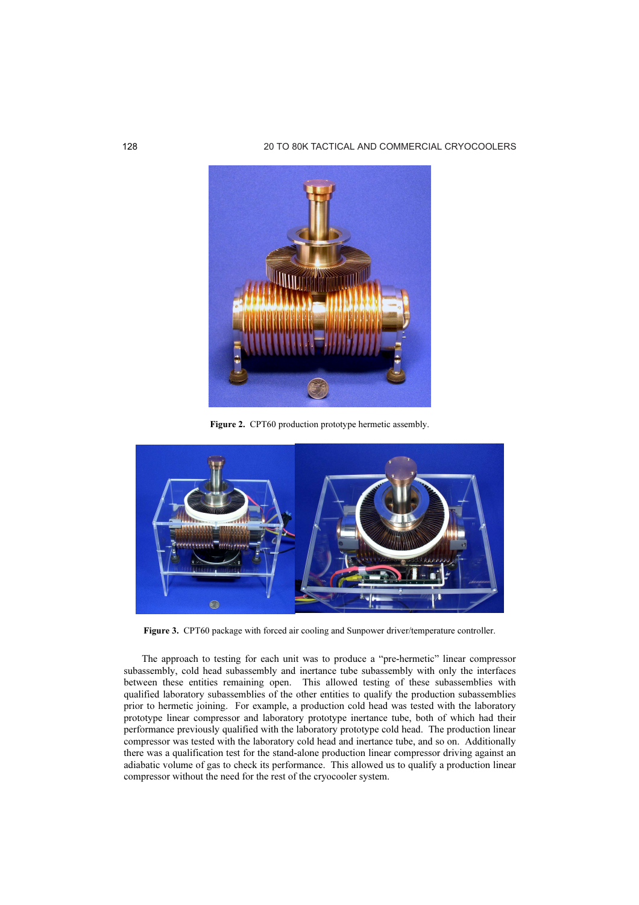Figure 2. CPT60 production prototype hermetic assembly.

Figure 3. CPT60 package with forced air cooling and Sunpower driver/temperature controller.

The approach to testing for each unit was to produce a "pre-hermetic" linear compressor subassembly, cold head subassembly and inertance tube subassembly with only the interfaces between these entities remaining open. This allowed testing of these subassemblies with qualified laboratory subassemblies of the other entities to qualify the production subassemblies prior to hermetic joining. For example, a production cold head was tested with the laboratory prototype linear compressor and laboratory prototype inertance tube, both of which had their performance previously qualified with the laboratory prototype cold head. The production linear compressor was tested with the laboratory cold head and inertance tube, and so on. Additionally there was a qualification test for the stand-alone production linear compressor driving against an adiabatic volume of gas to check its performance. This allowed us to qualify a production linear compressor without the need for the rest of the cryocooler system.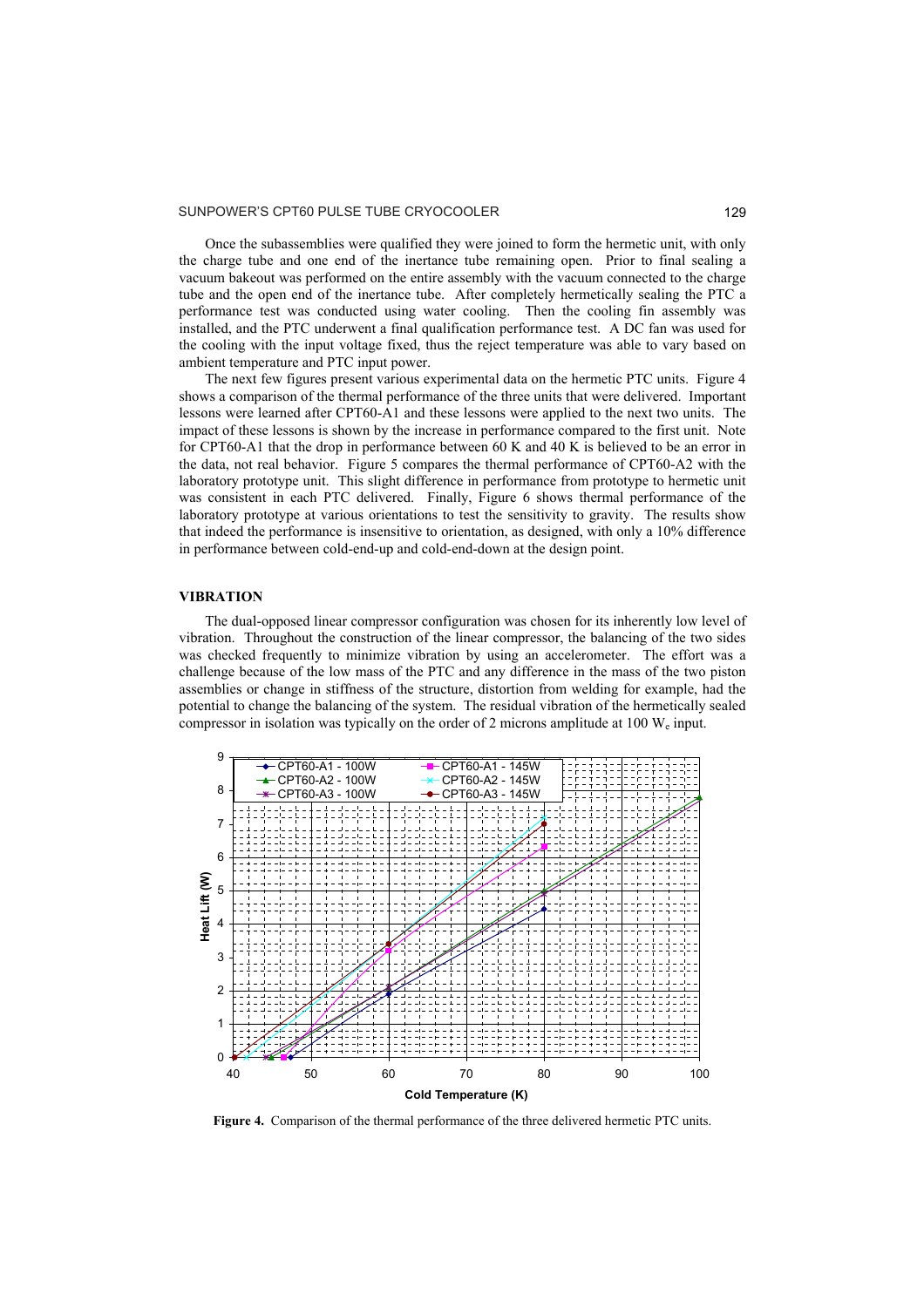Once the subassemblies were qualified they were joined to form the hermetic unit, with only the charge tube and one end of the inertance tube remaining open. Prior to final sealing a vacuum bakeout was performed on the entire assembly with the vacuum connected to the charge tube and the open end of the inertance tube. After completely hermetically sealing the PTC a performance test was conducted using water cooling. Then the cooling fin assembly was installed, and the PTC underwent a final qualification performance test. A DC fan was used for the cooling with the input voltage fixed, thus the reject temperature was able to vary based on ambient temperature and PTC input power.

The next few figures present various experimental data on the hermetic PTC units. Figure 4 shows a comparison of the thermal performance of the three units that were delivered. Important lessons were learned after CPT60-A1 and these lessons were applied to the next two units. The impact of these lessons is shown by the increase in performance compared to the first unit. Note for CPT60-A1 that the drop in performance between 60 K and 40 K is believed to be an error in the data, not real behavior. Figure 5 compares the thermal performance of CPT60-A2 with the laboratory prototype unit. This slight difference in performance from prototype to hermetic unit was consistent in each PTC delivered. Finally, Figure 6 shows thermal performance of the laboratory prototype at various orientations to test the sensitivity to gravity. The results show that indeed the performance is insensitive to orientation, as designed, with only a 10% difference in performance between cold-end-up and cold-end-down at the design point.

## VIBRATION

The dual-opposed linear compressor configuration was chosen for its inherently low level of vibration. Throughout the construction of the linear compressor, the balancing of the two sides was checked frequently to minimize vibration by using an accelerometer. The effort was a challenge because of the low mass of the PTC and any difference in the mass of the two piston assemblies or change in stiffness of the structure, distortion from welding for example, had the potential to change the balancing of the system. The residual vibration of the hermetically sealed compressor in isolation was typically on the order of 2 microns amplitude at 100 $W_e$ input.

**Figure 4.** Comparison of the thermal performance of the three delivered hermetic PTC units.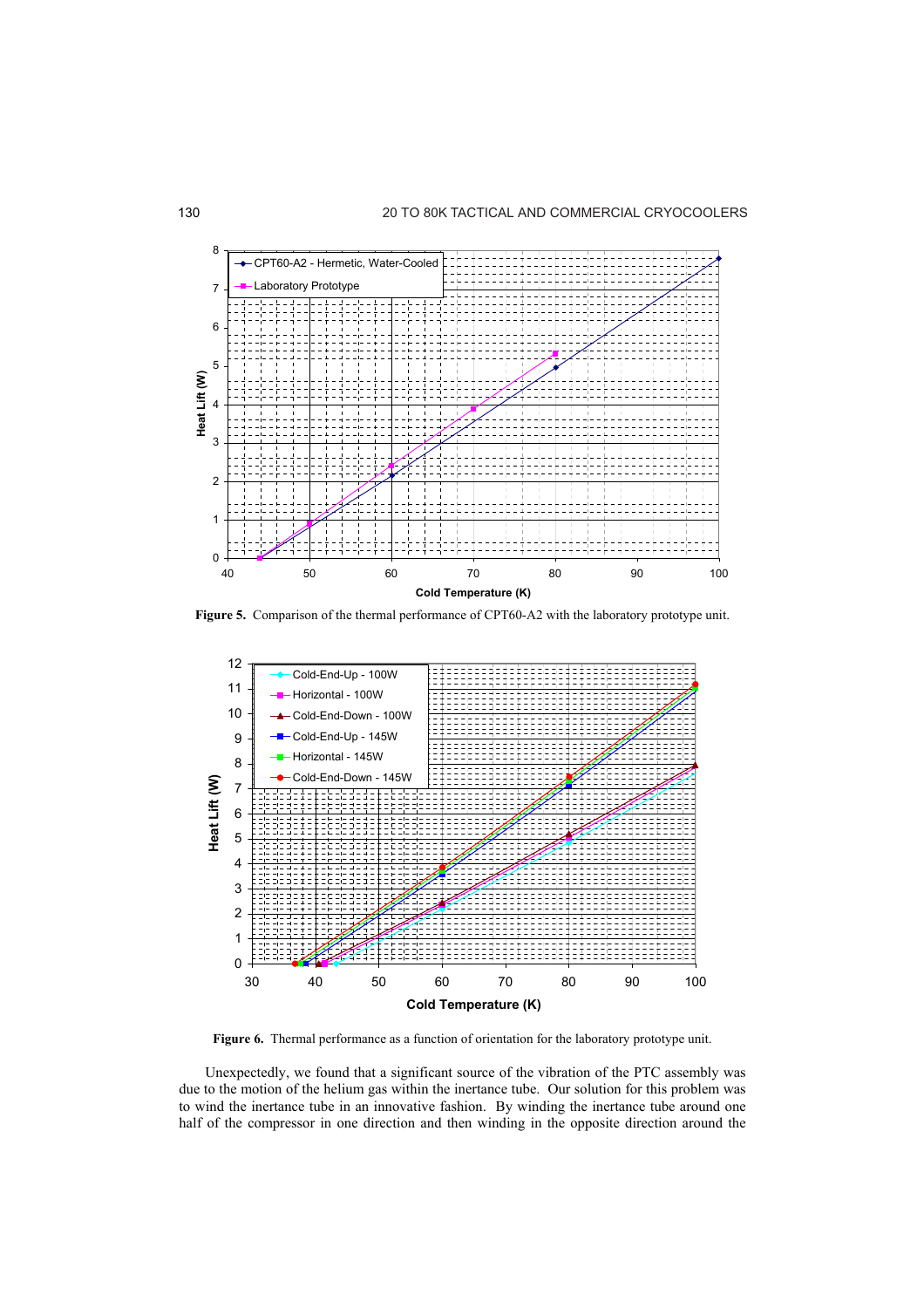**Figure 5.** Comparison of the thermal performance of CPT60-A2 with the laboratory prototype unit.

**Figure 6.** Thermal performance as a function of orientation for the laboratory prototype unit.

Unexpectedly, we found that a significant source of the vibration of the PTC assembly was due to the motion of the helium gas within the inertance tube. Our solution for this problem was to wind the inertance tube in an innovative fashion. By winding the inertance tube around one half of the compressor in one direction and then winding in the opposite direction around the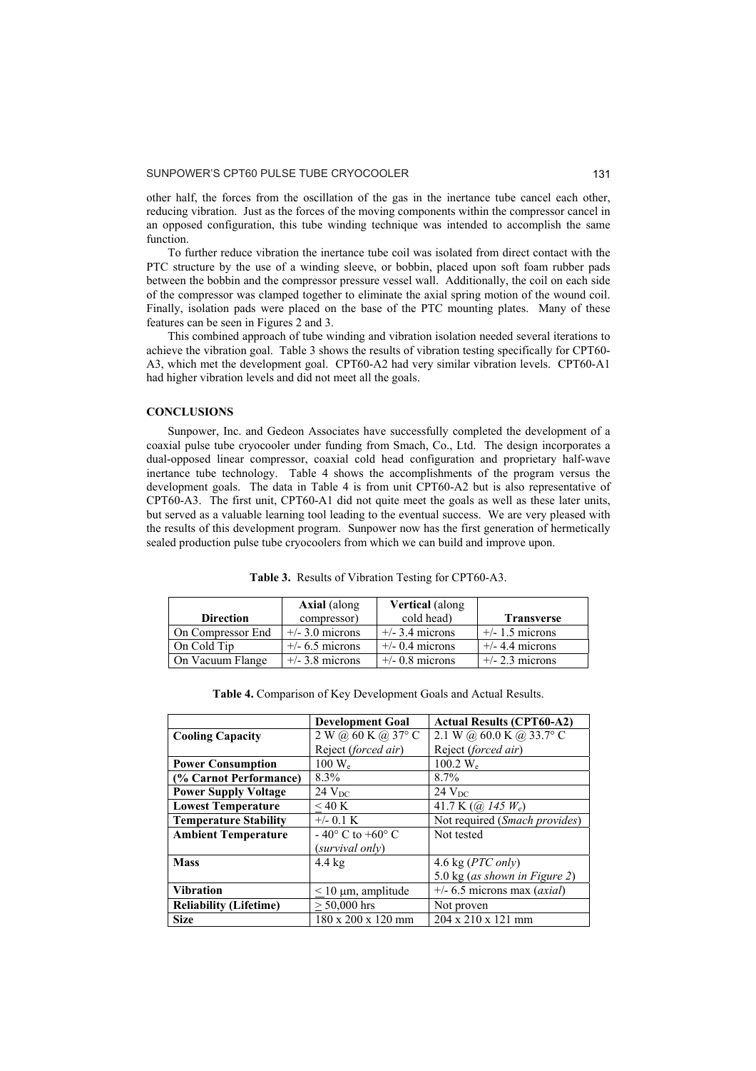other half, the forces from the oscillation of the gas in the inertance tube cancel each other, reducing vibration. Just as the forces of the moving components within the compressor cancel in an opposed configuration, this tube winding technique was intended to accomplish the same function.

To further reduce vibration the inertance tube coil was isolated from direct contact with the PTC structure by the use of a winding sleeve, or bobbin, placed upon soft foam rubber pads between the bobbin and the compressor pressure vessel wall. Additionally, the coil on each side of the compressor was clamped together to eliminate the axial spring motion of the wound coil. Finally, isolation pads were placed on the base of the PTC mounting plates. Many of these features can be seen in Figures 2 and 3.

This combined approach of tube winding and vibration isolation needed several iterations to achieve the vibration goal. Table 3 shows the results of vibration testing specifically for CPT60-A3, which met the development goal. CPT60-A2 had very similar vibration levels. CPT60-A1 had higher vibration levels and did not meet all the goals.

## CONCLUSIONS

Sunpower, Inc. and Gedeon Associates have successfully completed the development of a coaxial pulse tube cryocooler under funding from Smach, Co., Ltd. The design incorporates a dual-opposed linear compressor, coaxial cold head configuration and proprietary half-wave inertance tube technology. Table 4 shows the accomplishments of the program versus the development goals. The data in Table 4 is from unit CPT60-A2 but is also representative of CPT60-A3. The first unit, CPT60-A1 did not quite meet the goals as well as these later units, but served as a valuable learning tool leading to the eventual success. We are very pleased with the results of this development program. Sunpower now has the first generation of hermetically sealed production pulse tube cryocoolers from which we can build and improve upon.

**Table 3.** Results of Vibration Testing for CPT60-A3.

| Direction | **Axial** (along compressor) | **Vertical** (along cold head) | Transverse |
|---|---|---|---|
| On Compressor End | +/- 3.0 microns | +/- 3.4 microns | +/- 1.5 microns |
| On Cold Tip | +/- 6.5 microns | +/- 0.4 microns | +/- 4.4 microns |
| On Vacuum Flange | +/- 3.8 microns | +/- 0.8 microns | +/- 2.3 microns |

**Table 4.** Comparison of Key Development Goals and Actual Results.

| | Development Goal | Actual Results (CPT60-A2) |
|---|---|---|
| **Cooling Capacity** | 2 W @ 60 K @ 37° C Reject (*forced air*) | 2.1 W @ 60.0 K @ 33.7° C Reject (*forced air*) |
| **Power Consumption** | 100 $W_e$ | 100.2 $W_e$ |
| **(% Carnot Performance)** | 8.3% | 8.7% |
| **Power Supply Voltage** | 24 $V_{DC}$ | 24 $V_{DC}$ |
| **Lowest Temperature** | $\leq$ 40 K | 41.7 K (*@ 145 $W_e$*) |
| **Temperature Stability** | +/- 0.1 K | Not required (*Smach provides*) |
| **Ambient Temperature** | - 40° C to +60° C (*survival only*) | Not tested |
| **Mass** | 4.4 kg | 4.6 kg (*PTC only*) 5.0 kg (*as shown in Figure 2*) |
| **Vibration** | $\leq$ 10 μm, amplitude | +/- 6.5 microns max (*axial*) |
| **Reliability (Lifetime)** | $\geq$ 50,000 hrs | Not proven |
| **Size** | 180 x 200 x 120 mm | 204 x 210 x 121 mm |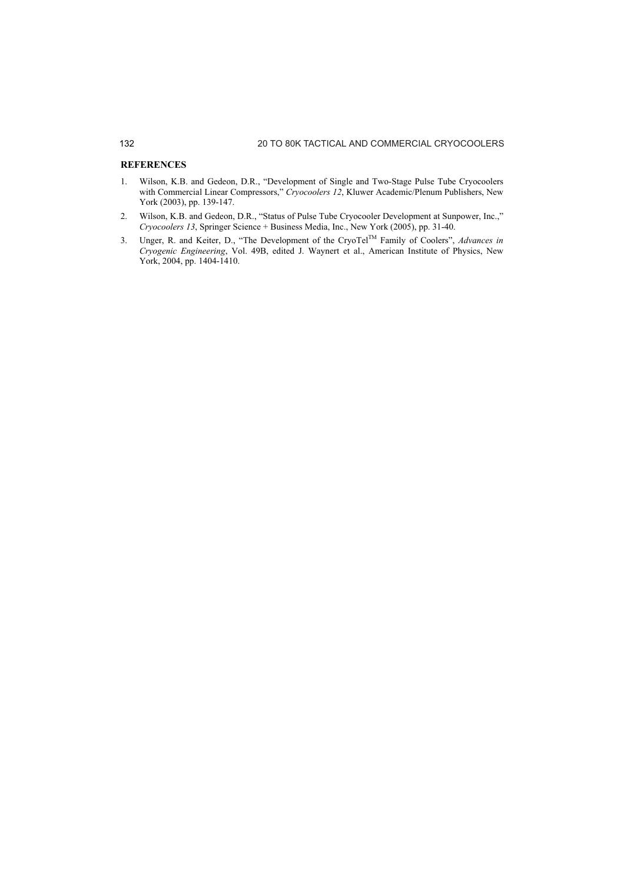## REFERENCES

1. Wilson, K.B. and Gedeon, D.R., "Development of Single and Two-Stage Pulse Tube Cryocoolers with Commercial Linear Compressors," *Cryocoolers 12*, Kluwer Academic/Plenum Publishers, New York (2003), pp. 139-147.
2. Wilson, K.B. and Gedeon, D.R., "Status of Pulse Tube Cryocooler Development at Sunpower, Inc.," *Cryocoolers 13*, Springer Science + Business Media, Inc., New York (2005), pp. 31-40.
3. Unger, R. and Keiter, D., "The Development of the CryoTel$^{TM}$ Family of Coolers", *Advances in Cryogenic Engineering*, Vol. 49B, edited J. Waynert et al., American Institute of Physics, New York, 2004, pp. 1404-1410.